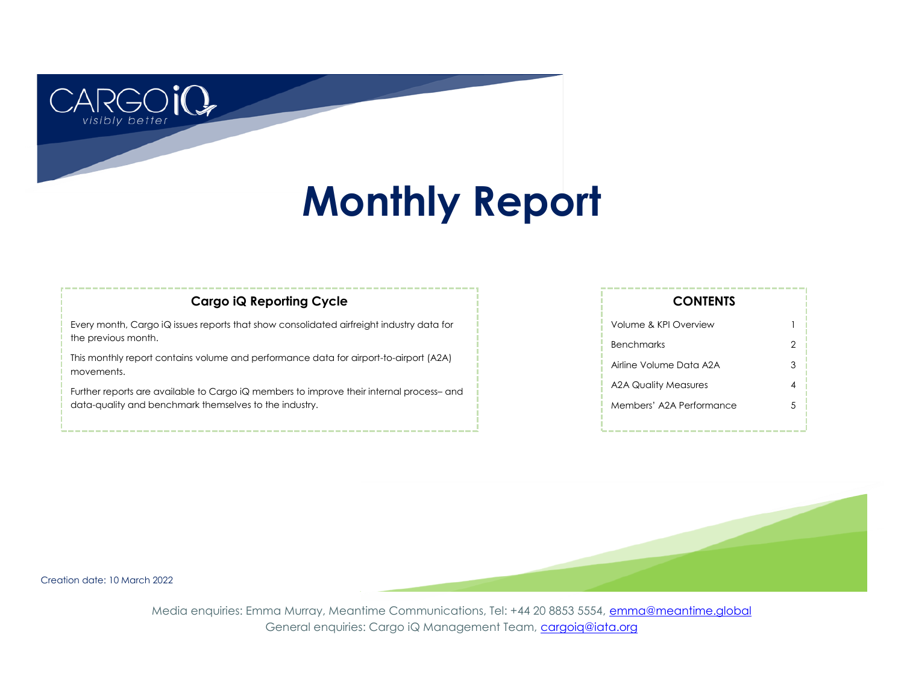CARGO iQ
*visibly better*

# Monthly Report

## Cargo iQ Reporting Cycle

Every month, Cargo iQ issues reports that show consolidated airfreight industry data for the previous month.

This monthly report contains volume and performance data for airport-to-airport (A2A) movements.

Further reports are available to Cargo iQ members to improve their internal process– and data-quality and benchmark themselves to the industry.

## CONTENTS

| | |
|---|---|
| Volume & KPI Overview | 1 |
| Benchmarks | 2 |
| Airline Volume Data A2A | 3 |
| A2A Quality Measures | 4 |
| Members' A2A Performance | 5 |

Creation date: 10 March 2022

Media enquiries: Emma Murray, Meantime Communications, Tel: +44 20 8853 5554, emma@meantime.global
General enquiries: Cargo iQ Management Team, cargoiq@iata.org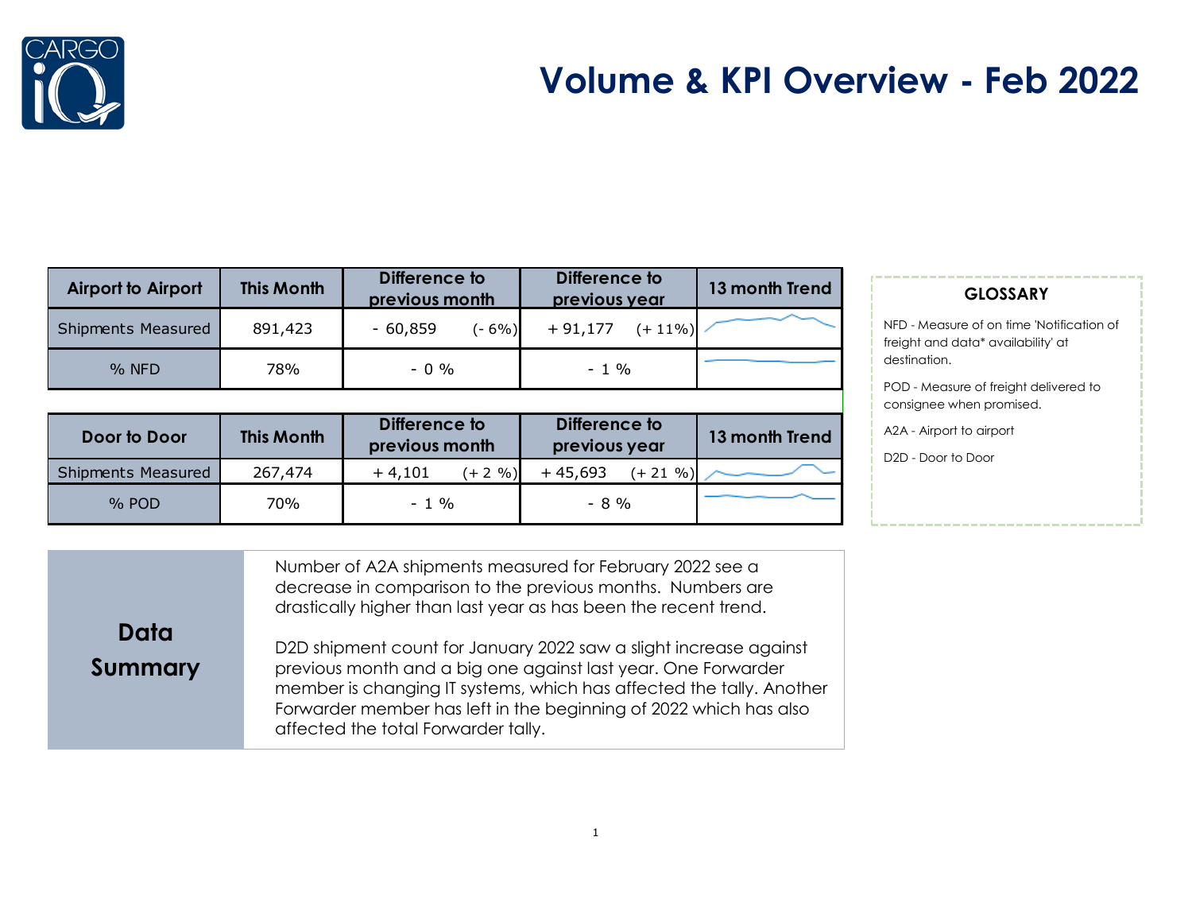# Volume & KPI Overview - Feb 2022

| Airport to Airport | This Month | Difference to previous month | | Difference to previous year | | 13 month Trend |
|---|---|---|---|---|---|---|
| Shipments Measured | 891,423 | - 60,859 | (- 6%) | + 91,177 | (+ 11%) | |
| % NFD | 78% | - 0 % | | - 1 % | | |

| Door to Door | This Month | Difference to previous month | | Difference to previous year | | 13 month Trend |
|---|---|---|---|---|---|---|
| Shipments Measured | 267,474 | + 4,101 | (+ 2 %) | + 45,693 | (+ 21 %) | |
| % POD | 70% | - 1 % | | - 8 % | | |

**GLOSSARY**

NFD - Measure of on time 'Notification of freight and data* availability' at destination.

POD - Measure of freight delivered to consignee when promised.

A2A - Airport to airport

D2D - Door to Door

## Data Summary

Number of A2A shipments measured for February 2022 see a decrease in comparison to the previous months. Numbers are drastically higher than last year as has been the recent trend.

D2D shipment count for January 2022 saw a slight increase against previous month and a big one against last year. One Forwarder member is changing IT systems, which has affected the tally. Another Forwarder member has left in the beginning of 2022 which has also affected the total Forwarder tally.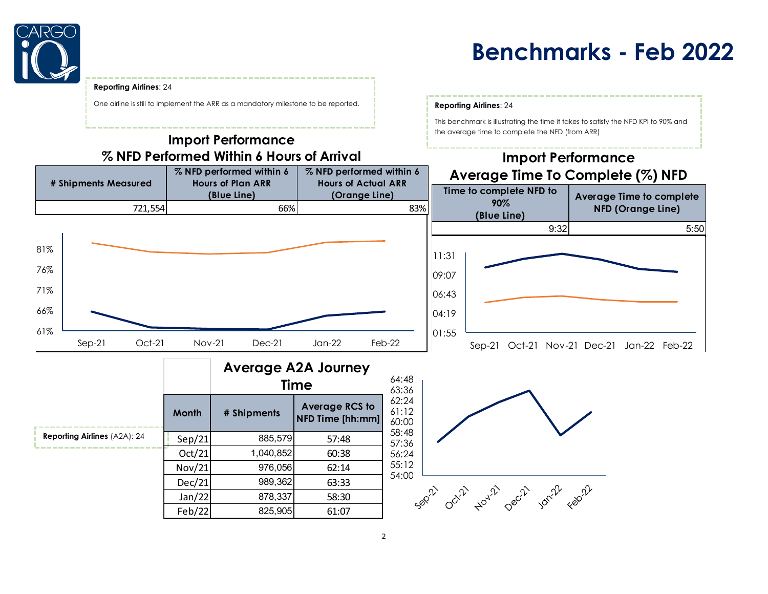# Benchmarks - Feb 2022

**Reporting Airlines**: 24

One airline is still to implement the ARR as a mandatory milestone to be reported.

## Import Performance
## % NFD Performed Within 6 Hours of Arrival

| # Shipments Measured | % NFD performed within 6 Hours of Plan ARR (Blue Line) | % NFD performed within 6 Hours of Actual ARR (Orange Line) |
|---|---|---|
| 721,554 | 66% | 83% |

**Reporting Airlines**: 24

This benchmark is illustrating the time it takes to satisfy the NFD KPI to 90% and the average time to complete the NFD (from ARR)

## Import Performance
## Average Time To Complete (%) NFD

| Time to complete NFD to 90% (Blue Line) | Average Time to complete NFD (Orange Line) |
|---|---|
| 9:32 | 5:50 |

**Reporting Airlines** (A2A): 24

## Average A2A Journey Time

| Month | # Shipments | Average RCS to NFD Time [hh:mm] |
|---|---|---|
| Sep/21 | 885,579 | 57:48 |
| Oct/21 | 1,040,852 | 60:38 |
| Nov/21 | 976,056 | 62:14 |
| Dec/21 | 989,362 | 63:33 |
| Jan/22 | 878,337 | 58:30 |
| Feb/22 | 825,905 | 61:07 |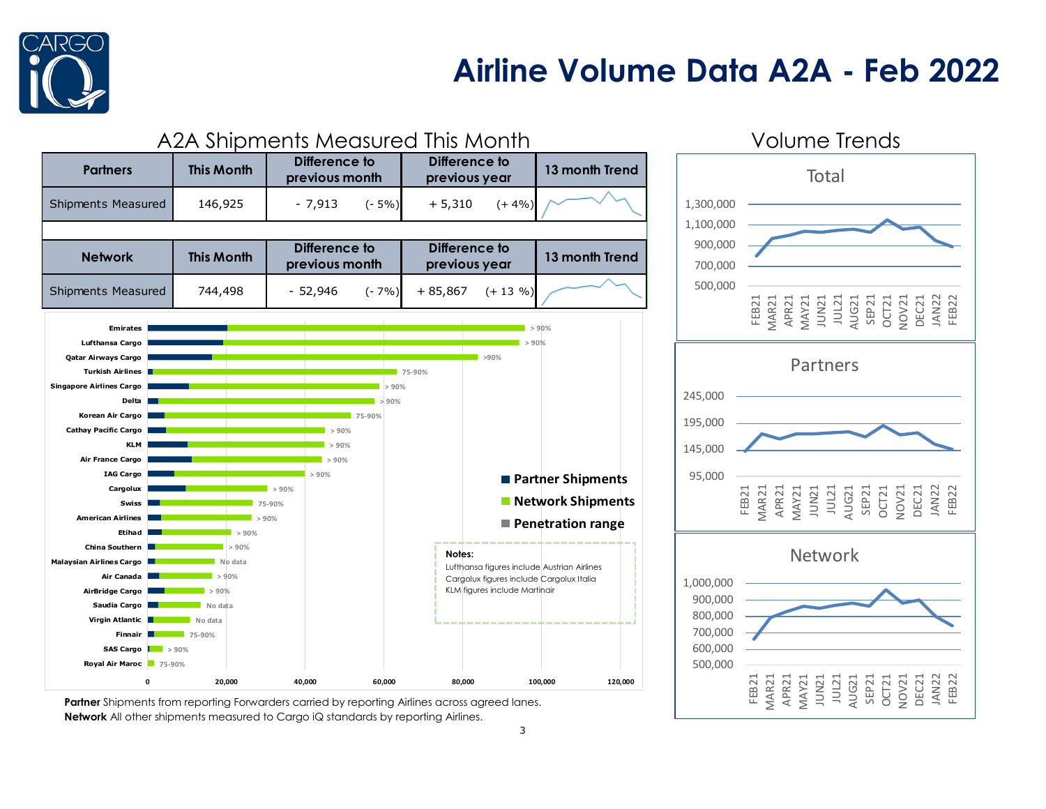# Airline Volume Data A2A - Feb 2022

## A2A Shipments Measured This Month

| Partners | This Month | Difference to previous month | Difference to previous year | 13 month Trend |
|---|---|---|---|---|
| Shipments Measured | 146,925 | - 7,913 (- 5%) | + 5,310 (+ 4%) | |

| Network | This Month | Difference to previous month | Difference to previous year | 13 month Trend |
|---|---|---|---|---|
| Shipments Measured | 744,498 | - 52,946 (- 7%) | + 85,867 (+ 13 %) | |

| Airline | Penetration range |
|---|---|
| Emirates | > 90% |
| Lufthansa Cargo | > 90% |
| Qatar Airways Cargo | >90% |
| Turkish Airlines | 75-90% |
| Singapore Airlines Cargo | > 90% |
| Delta | > 90% |
| Korean Air Cargo | 75-90% |
| Cathay Pacific Cargo | > 90% |
| KLM | > 90% |
| Air France Cargo | > 90% |
| IAG Cargo | > 90% |
| Cargolux | > 90% |
| Swiss | 75-90% |
| American Airlines | > 90% |
| Etihad | > 90% |
| China Southern | > 90% |
| Malaysian Airlines Cargo | No data |
| Air Canada | > 90% |
| AirBridge Cargo | > 90% |
| Saudia Cargo | No data |
| Virgin Atlantic | No data |
| Finnair | 75-90% |
| SAS Cargo | > 90% |
| Royal Air Maroc | 75-90% |

Legend: Partner Shipments, Network Shipments, Penetration range

**Notes:**
Lufthansa figures include Austrian Airlines
Cargolux figures include Cargolux Italia
KLM figures include Martinair

**Partner** Shipments from reporting Forwarders carried by reporting Airlines across agreed lanes.
**Network** All other shipments measured to Cargo iQ standards by reporting Airlines.

## Volume Trends

Total, Partners, Network (FEB21 – FEB22)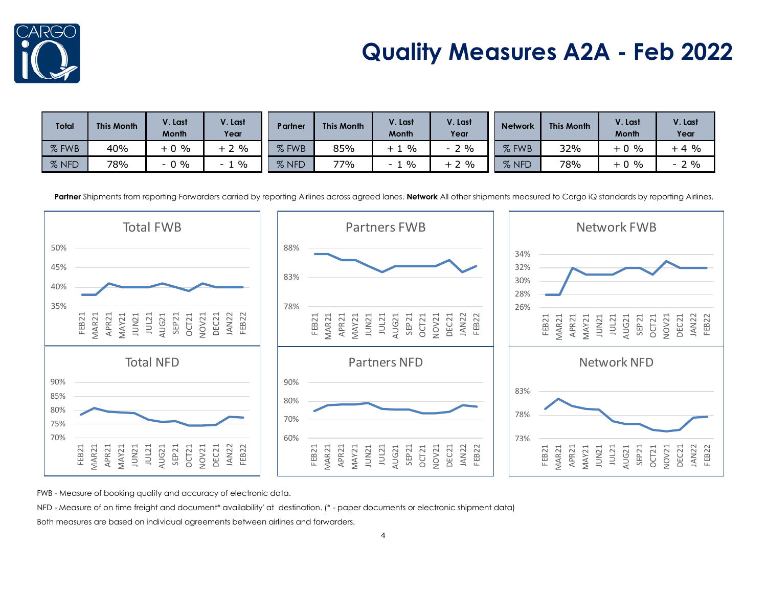# Quality Measures A2A - Feb 2022

| Total | This Month | V. Last Month | V. Last Year |
|---|---|---|---|
| % FWB | 40% | + 0 % | + 2 % |
| % NFD | 78% | - 0 % | - 1 % |

| Partner | This Month | V. Last Month | V. Last Year |
|---|---|---|---|
| % FWB | 85% | + 1 % | - 2 % |
| % NFD | 77% | - 1 % | + 2 % |

| Network | This Month | V. Last Month | V. Last Year |
|---|---|---|---|
| % FWB | 32% | + 0 % | + 4 % |
| % NFD | 78% | + 0 % | - 2 % |

**Partner** Shipments from reporting Forwarders carried by reporting Airlines across agreed lanes. **Network** All other shipments measured to Cargo iQ standards by reporting Airlines.

FWB - Measure of booking quality and accuracy of electronic data.

NFD - Measure of on time freight and document* availability' at destination. (* - paper documents or electronic shipment data)

Both measures are based on individual agreements between airlines and forwarders.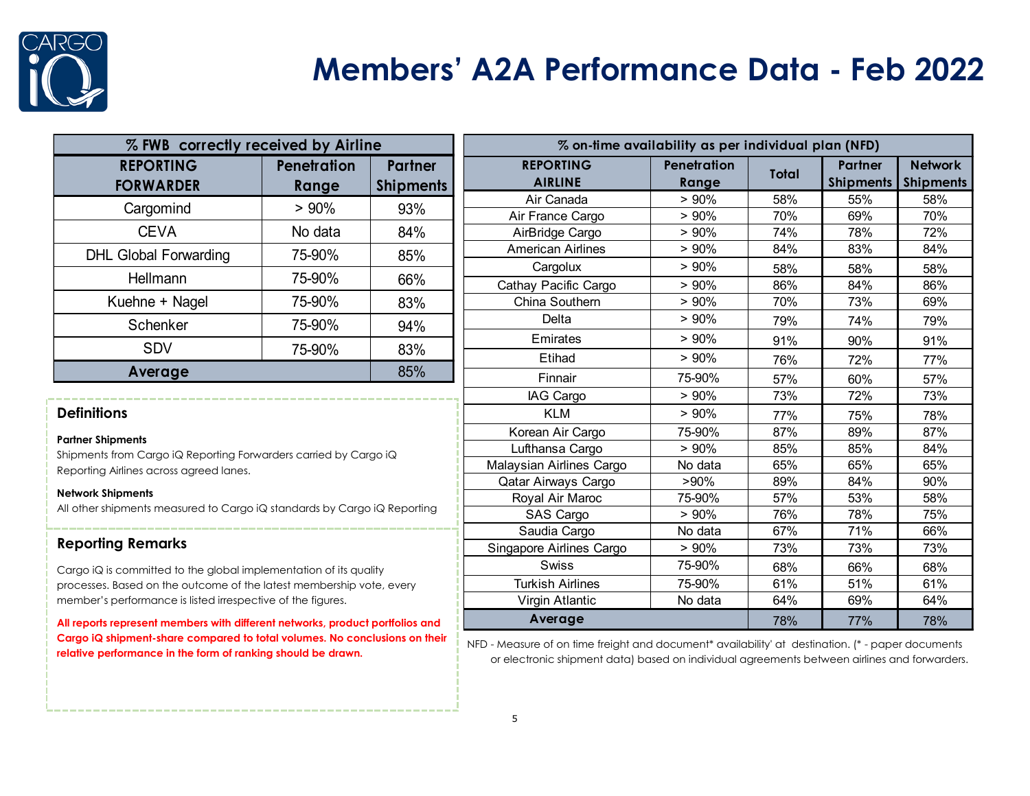# Members' A2A Performance Data - Feb 2022

| % FWB correctly received by Airline | | |
|---|---|---|
| **REPORTING FORWARDER** | **Penetration Range** | **Partner Shipments** |
| Cargomind | > 90% | 93% |
| CEVA | No data | 84% |
| DHL Global Forwarding | 75-90% | 85% |
| Hellmann | 75-90% | 66% |
| Kuehne + Nagel | 75-90% | 83% |
| Schenker | 75-90% | 94% |
| SDV | 75-90% | 83% |
| **Average** | | 85% |

## Definitions

**Partner Shipments**

Shipments from Cargo iQ Reporting Forwarders carried by Cargo iQ Reporting Airlines across agreed lanes.

**Network Shipments**

All other shipments measured to Cargo iQ standards by Cargo iQ Reporting

## Reporting Remarks

Cargo iQ is committed to the global implementation of its quality processes. Based on the outcome of the latest membership vote, every member's performance is listed irrespective of the figures.

**All reports represent members with different networks, product portfolios and Cargo iQ shipment-share compared to total volumes. No conclusions on their relative performance in the form of ranking should be drawn.**

| % on-time availability as per individual plan (NFD) | | | | |
|---|---|---|---|---|
| **REPORTING AIRLINE** | **Penetration Range** | **Total** | **Partner Shipments** | **Network Shipments** |
| Air Canada | > 90% | 58% | 55% | 58% |
| Air France Cargo | > 90% | 70% | 69% | 70% |
| AirBridge Cargo | > 90% | 74% | 78% | 72% |
| American Airlines | > 90% | 84% | 83% | 84% |
| Cargolux | > 90% | 58% | 58% | 58% |
| Cathay Pacific Cargo | > 90% | 86% | 84% | 86% |
| China Southern | > 90% | 70% | 73% | 69% |
| Delta | > 90% | 79% | 74% | 79% |
| Emirates | > 90% | 91% | 90% | 91% |
| Etihad | > 90% | 76% | 72% | 77% |
| Finnair | 75-90% | 57% | 60% | 57% |
| IAG Cargo | > 90% | 73% | 72% | 73% |
| KLM | > 90% | 77% | 75% | 78% |
| Korean Air Cargo | 75-90% | 87% | 89% | 87% |
| Lufthansa Cargo | > 90% | 85% | 85% | 84% |
| Malaysian Airlines Cargo | No data | 65% | 65% | 65% |
| Qatar Airways Cargo | >90% | 89% | 84% | 90% |
| Royal Air Maroc | 75-90% | 57% | 53% | 58% |
| SAS Cargo | > 90% | 76% | 78% | 75% |
| Saudia Cargo | No data | 67% | 71% | 66% |
| Singapore Airlines Cargo | > 90% | 73% | 73% | 73% |
| Swiss | 75-90% | 68% | 66% | 68% |
| Turkish Airlines | 75-90% | 61% | 51% | 61% |
| Virgin Atlantic | No data | 64% | 69% | 64% |
| **Average** | | 78% | 77% | 78% |

NFD - Measure of on time freight and document* availability' at destination. (* - paper documents or electronic shipment data) based on individual agreements between airlines and forwarders.